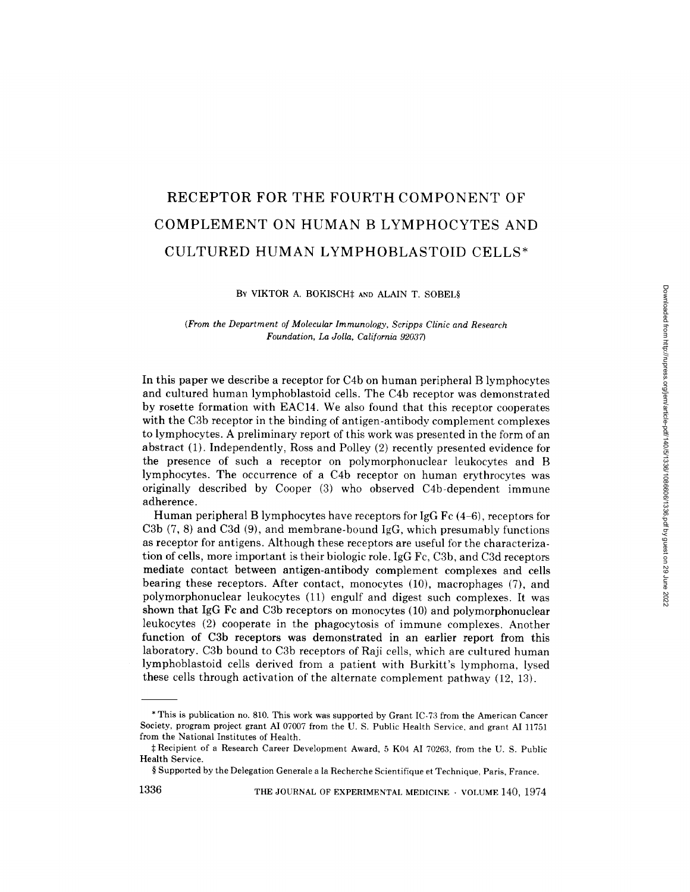# RECEPTOR FOR THE FOURTH COMPONENT OF COMPLEMENT ON HUMAN B LYMPHOCYTES AND CULTURED HUMAN LYMPHOBLASTOID CELLS*

By VIKTOR A. BOKISCH‡ AND ALAIN T. SOBEL§

*(From the Department of Molecular Immunology, Scripps Clinic and Research Foundation, La Jolla, California 92037)*

In this paper we describe a receptor for C4b on human peripheral B lymphocytes and cultured human lymphoblastoid cells. The C4b receptor was demonstrated by rosette formation with EAC14. We also found that this receptor cooperates with the C3b receptor in the binding of antigen-antibody complement complexes to lymphocytes. A preliminary report of this work was presented in the form of an abstract (1). Independently, Ross and Polley (2) recently presented evidence for the presence of such a receptor on polymorphonuclear leukocytes and B lymphocytes. The occurrence of a C4b receptor on human erythrocytes was originally described by Cooper (3) who observed C4b-dependent immune adherence.

Human peripheral B lymphocytes have receptors for IgG Fc (4–6), receptors for C3b (7, 8) and C3d (9), and membrane-bound IgG, which presumably functions as receptor for antigens. Although these receptors are useful for the characterization of cells, more important is their biologic role. IgG Fc, C3b, and C3d receptors mediate contact between antigen-antibody complement complexes and cells bearing these receptors. After contact, monocytes (10), macrophages (7), and polymorphonuclear leukocytes (11) engulf and digest such complexes. It was shown that IgG Fc and C3b receptors on monocytes (10) and polymorphonuclear leukocytes (2) cooperate in the phagocytosis of immune complexes. Another function of C3b receptors was demonstrated in an earlier report from this laboratory. C3b bound to C3b receptors of Raji cells, which are cultured human lymphoblastoid cells derived from a patient with Burkitt's lymphoma, lysed these cells through activation of the alternate complement pathway (12, 13).

---

* This is publication no. 810. This work was supported by Grant IC-73 from the American Cancer Society, program project grant AI 07007 from the U. S. Public Health Service, and grant AI 11751 from the National Institutes of Health.

‡ Recipient of a Research Career Development Award, 5 K04 AI 70263, from the U. S. Public Health Service.

§ Supported by the Delegation Generale a la Recherche Scientifique et Technique, Paris, France.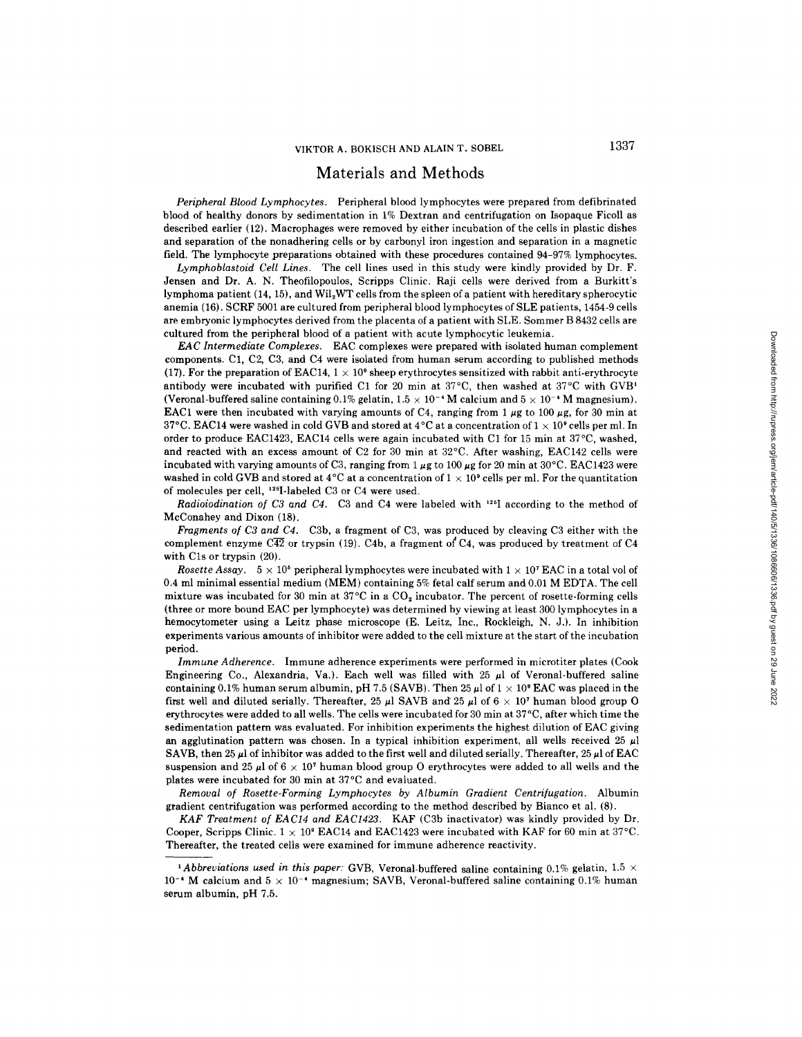## Materials and Methods

*Peripheral Blood Lymphocytes.* Peripheral blood lymphocytes were prepared from defibrinated blood of healthy donors by sedimentation in 1% Dextran and centrifugation on Isopaque Ficoll as described earlier (12). Macrophages were removed by either incubation of the cells in plastic dishes and separation of the nonadhering cells or by carbonyl iron ingestion and separation in a magnetic field. The lymphocyte preparations obtained with these procedures contained 94–97% lymphocytes.

*Lymphoblastoid Cell Lines.* The cell lines used in this study were kindly provided by Dr. F. Jensen and Dr. A. N. Theofilopoulos, Scripps Clinic. Raji cells were derived from a Burkitt's lymphoma patient (14, 15), and $Wil_2WT$ cells from the spleen of a patient with hereditary spherocytic anemia (16). SCRF 5001 are cultured from peripheral blood lymphocytes of SLE patients, 1454-9 cells are embryonic lymphocytes derived from the placenta of a patient with SLE. Sommer B 8432 cells are cultured from the peripheral blood of a patient with acute lymphocytic leukemia.

*EAC Intermediate Complexes.* EAC complexes were prepared with isolated human complement components. C1, C2, C3, and C4 were isolated from human serum according to published methods (17). For the preparation of EAC14, $1 \times 10^9$ sheep erythrocytes sensitized with rabbit anti-erythrocyte antibody were incubated with purified C1 for 20 min at 37°C, then washed at 37°C with GVB[1] (Veronal-buffered saline containing 0.1% gelatin, $1.5 \times 10^{-4}$ M calcium and $5 \times 10^{-4}$ M magnesium). EAC1 were then incubated with varying amounts of C4, ranging from 1 μg to 100 μg, for 30 min at 37°C. EAC14 were washed in cold GVB and stored at 4°C at a concentration of $1 \times 10^9$ cells per ml. In order to produce EAC1423, EAC14 cells were again incubated with C1 for 15 min at 37°C, washed, and reacted with an excess amount of C2 for 30 min at 32°C. After washing, EAC142 cells were incubated with varying amounts of C3, ranging from 1 μg to 100 μg for 20 min at 30°C. EAC1423 were washed in cold GVB and stored at 4°C at a concentration of $1 \times 10^9$ cells per ml. For the quantitation of molecules per cell, $^{125}$I-labeled C3 or C4 were used.

*Radioiodination of C3 and C4.* C3 and C4 were labeled with $^{125}$I according to the method of McConahey and Dixon (18).

*Fragments of C3 and C4.* C3b, a fragment of C3, was produced by cleaving C3 either with the complement enzyme $\overline{C42}$ or trypsin (19). C4b, a fragment of C4, was produced by treatment of C4 with C1s or trypsin (20).

*Rosette Assay.* $5 \times 10^6$ peripheral lymphocytes were incubated with $1 \times 10^7$ EAC in a total vol of 0.4 ml minimal essential medium (MEM) containing 5% fetal calf serum and 0.01 M EDTA. The cell mixture was incubated for 30 min at 37°C in a $CO_2$ incubator. The percent of rosette-forming cells (three or more bound EAC per lymphocyte) was determined by viewing at least 300 lymphocytes in a hemocytometer using a Leitz phase microscope (E. Leitz, Inc., Rockleigh, N. J.). In inhibition experiments various amounts of inhibitor were added to the cell mixture at the start of the incubation period.

*Immune Adherence.* Immune adherence experiments were performed in microtiter plates (Cook Engineering Co., Alexandria, Va.). Each well was filled with 25 μl of Veronal-buffered saline containing 0.1% human serum albumin, pH 7.5 (SAVB). Then 25 μl of $1 \times 10^9$ EAC was placed in the first well and diluted serially. Thereafter, 25 μl SAVB and 25 μl of $6 \times 10^7$ human blood group O erythrocytes were added to all wells. The cells were incubated for 30 min at 37°C, after which time the sedimentation pattern was evaluated. For inhibition experiments the highest dilution of EAC giving an agglutination pattern was chosen. In a typical inhibition experiment, all wells received 25 μl SAVB, then 25 μl of inhibitor was added to the first well and diluted serially. Thereafter, 25 μl of EAC suspension and 25 μl of $6 \times 10^7$ human blood group O erythrocytes were added to all wells and the plates were incubated for 30 min at 37°C and evaluated.

*Removal of Rosette-Forming Lymphocytes by Albumin Gradient Centrifugation.* Albumin gradient centrifugation was performed according to the method described by Bianco et al. (8).

*KAF Treatment of EAC14 and EAC1423.* KAF (C3b inactivator) was kindly provided by Dr. Cooper, Scripps Clinic. $1 \times 10^9$ EAC14 and EAC1423 were incubated with KAF for 60 min at 37°C. Thereafter, the treated cells were examined for immune adherence reactivity.

---

[1] *Abbreviations used in this paper:* GVB, Veronal-buffered saline containing 0.1% gelatin, $1.5 \times 10^{-4}$ M calcium and $5 \times 10^{-4}$ magnesium; SAVB, Veronal-buffered saline containing 0.1% human serum albumin, pH 7.5.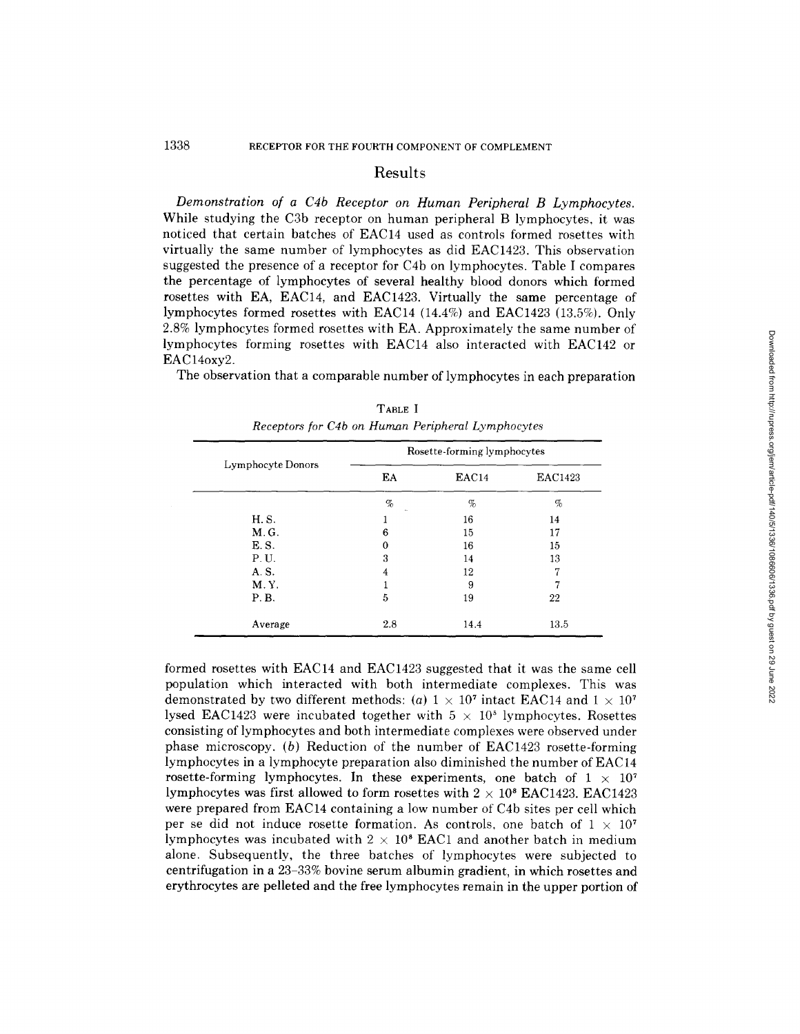## Results

*Demonstration of a C4b Receptor on Human Peripheral B Lymphocytes.* While studying the C3b receptor on human peripheral B lymphocytes, it was noticed that certain batches of EAC14 used as controls formed rosettes with virtually the same number of lymphocytes as did EAC1423. This observation suggested the presence of a receptor for C4b on lymphocytes. Table I compares the percentage of lymphocytes of several healthy blood donors which formed rosettes with EA, EAC14, and EAC1423. Virtually the same percentage of lymphocytes formed rosettes with EAC14 (14.4%) and EAC1423 (13.5%). Only 2.8% lymphocytes formed rosettes with EA. Approximately the same number of lymphocytes forming rosettes with EAC14 also interacted with EAC142 or EAC14oxy2.

The observation that a comparable number of lymphocytes in each preparation formed rosettes with EAC14 and EAC1423 suggested that it was the same cell population which interacted with both intermediate complexes. This was demonstrated by two different methods: (*a*) $1 \times 10^7$ intact EAC14 and $1 \times 10^7$ lysed EAC1423 were incubated together with $5 \times 10^5$ lymphocytes. Rosettes consisting of lymphocytes and both intermediate complexes were observed under phase microscopy. (*b*) Reduction of the number of EAC1423 rosette-forming lymphocytes in a lymphocyte preparation also diminished the number of EAC14 rosette-forming lymphocytes. In these experiments, one batch of $1 \times 10^7$ lymphocytes was first allowed to form rosettes with $2 \times 10^8$ EAC1423. EAC1423 were prepared from EAC14 containing a low number of C4b sites per cell which per se did not induce rosette formation. As controls, one batch of $1 \times 10^7$ lymphocytes was incubated with $2 \times 10^8$ EAC1 and another batch in medium alone. Subsequently, the three batches of lymphocytes were subjected to centrifugation in a 23–33% bovine serum albumin gradient, in which rosettes and erythrocytes are pelleted and the free lymphocytes remain in the upper portion of

TABLE I
*Receptors for C4b on Human Peripheral Lymphocytes*

| Lymphocyte Donors | Rosette-forming lymphocytes | | |
|---|---|---|---|
| | EA | EAC14 | EAC1423 |
| | % | % | % |
| H. S. | 1 | 16 | 14 |
| M. G. | 6 | 15 | 17 |
| E. S. | 0 | 16 | 15 |
| P. U. | 3 | 14 | 13 |
| A. S. | 4 | 12 | 7 |
| M. Y. | 1 | 9 | 7 |
| P. B. | 5 | 19 | 22 |
| Average | 2.8 | 14.4 | 13.5 |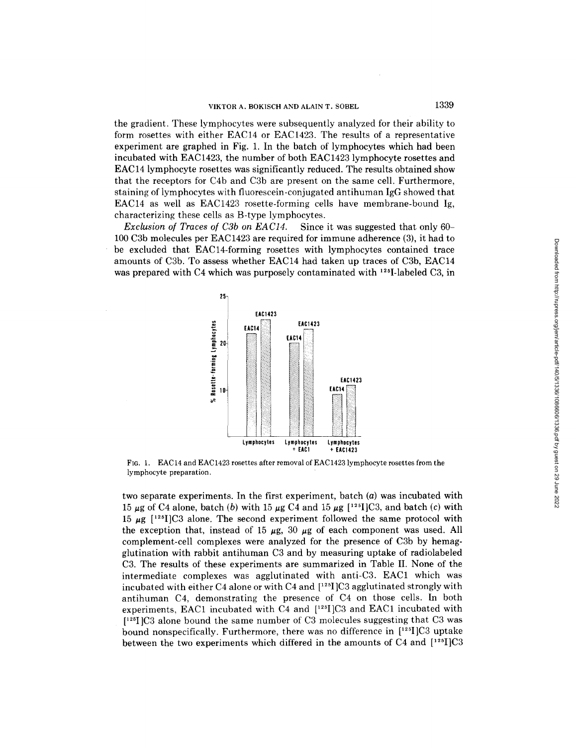the gradient. These lymphocytes were subsequently analyzed for their ability to form rosettes with either EAC14 or EAC1423. The results of a representative experiment are graphed in Fig. 1. In the batch of lymphocytes which had been incubated with EAC1423, the number of both EAC1423 lymphocyte rosettes and EAC14 lymphocyte rosettes was significantly reduced. The results obtained show that the receptors for C4b and C3b are present on the same cell. Furthermore, staining of lymphocytes with fluorescein-conjugated antihuman IgG showed that EAC14 as well as EAC1423 rosette-forming cells have membrane-bound Ig, characterizing these cells as B-type lymphocytes.

*Exclusion of Traces of C3b on EAC14.* Since it was suggested that only 60–100 C3b molecules per EAC1423 are required for immune adherence (3), it had to be excluded that EAC14-forming rosettes with lymphocytes contained trace amounts of C3b. To assess whether EAC14 had taken up traces of C3b, EAC14 was prepared with C4 which was purposely contaminated with $^{125}$I-labeled C3, in

FIG. 1. EAC14 and EAC1423 rosettes after removal of EAC1423 lymphocyte rosettes from the lymphocyte preparation.

two separate experiments. In the first experiment, batch (*a*) was incubated with 15 $\mu$g of C4 alone, batch (*b*) with 15 $\mu$g C4 and 15 $\mu$g [$^{125}$I]C3, and batch (*c*) with 15 $\mu$g [$^{125}$I]C3 alone. The second experiment followed the same protocol with the exception that, instead of 15 $\mu$g, 30 $\mu$g of each component was used. All complement-cell complexes were analyzed for the presence of C3b by hemagglutination with rabbit antihuman C3 and by measuring uptake of radiolabeled C3. The results of these experiments are summarized in Table II. None of the intermediate complexes was agglutinated with anti-C3. EAC1 which was incubated with either C4 alone or with C4 and [$^{125}$I]C3 agglutinated strongly with antihuman C4, demonstrating the presence of C4 on those cells. In both experiments, EAC1 incubated with C4 and [$^{125}$I]C3 and EAC1 incubated with [$^{125}$I]C3 alone bound the same number of C3 molecules suggesting that C3 was bound nonspecifically. Furthermore, there was no difference in [$^{125}$I]C3 uptake between the two experiments which differed in the amounts of C4 and [$^{125}$I]C3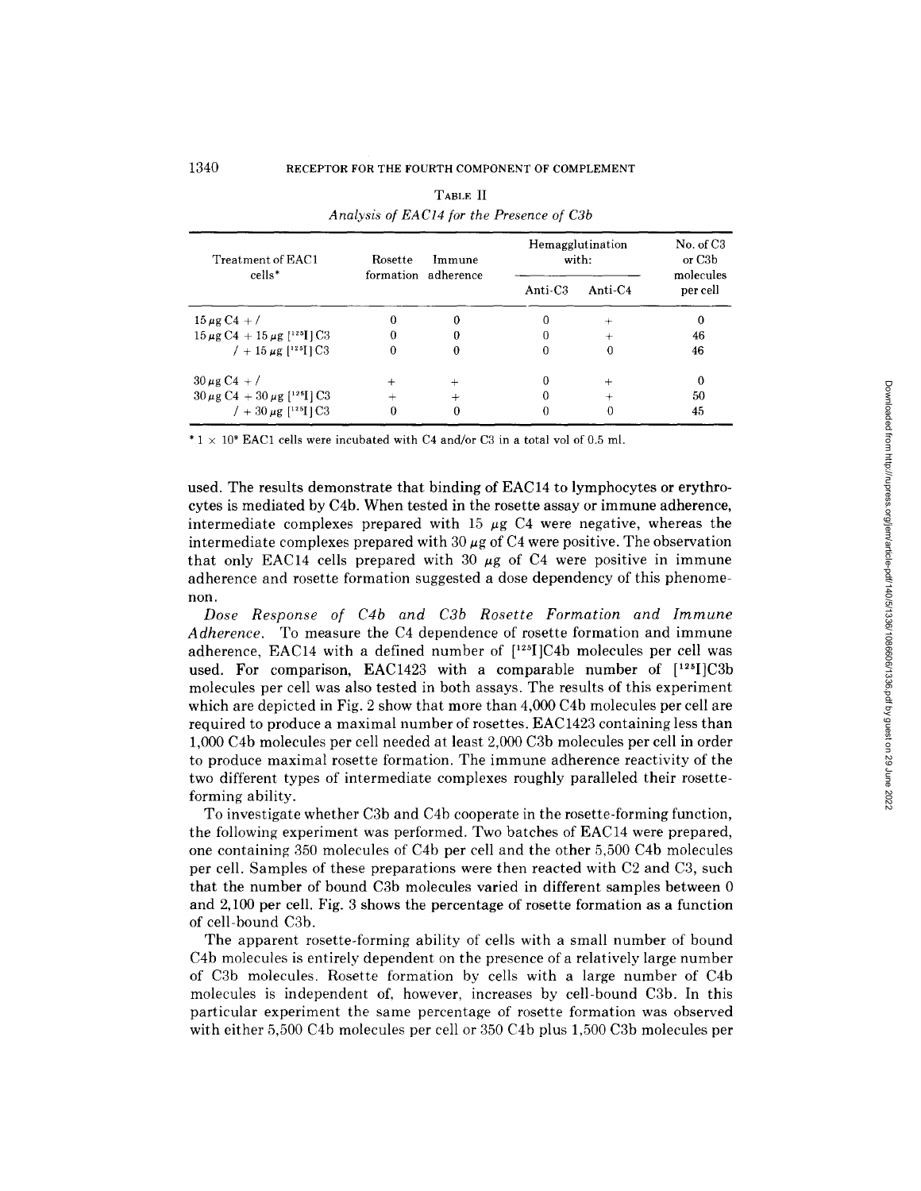TABLE II

*Analysis of EAC14 for the Presence of C3b*

| Treatment of EAC1 cells* | Rosette formation | Immune adherence | Hemagglutination with: | | No. of C3 or C3b molecules per cell |
|---|---|---|---|---|---|
| | | | Anti-C3 | Anti-C4 | |
| 15 μg C4 + / | 0 | 0 | 0 | + | 0 |
| 15 μg C4 + 15 μg [$^{125}$I] C3 | 0 | 0 | 0 | + | 46 |
| / + 15 μg [$^{125}$I] C3 | 0 | 0 | 0 | 0 | 46 |
| 30 μg C4 + / | + | + | 0 | + | 0 |
| 30 μg C4 + 30 μg [$^{125}$I] C3 | + | + | 0 | + | 50 |
| / + 30 μg [$^{125}$I] C3 | 0 | 0 | 0 | 0 | 45 |

* 1 × 10⁹ EAC1 cells were incubated with C4 and/or C3 in a total vol of 0.5 ml.

used. The results demonstrate that binding of EAC14 to lymphocytes or erythrocytes is mediated by C4b. When tested in the rosette assay or immune adherence, intermediate complexes prepared with 15 μg C4 were negative, whereas the intermediate complexes prepared with 30 μg of C4 were positive. The observation that only EAC14 cells prepared with 30 μg of C4 were positive in immune adherence and rosette formation suggested a dose dependency of this phenomenon.

*Dose Response of C4b and C3b Rosette Formation and Immune Adherence.* To measure the C4 dependence of rosette formation and immune adherence, EAC14 with a defined number of [$^{125}$I]C4b molecules per cell was used. For comparison, EAC1423 with a comparable number of [$^{125}$I]C3b molecules per cell was also tested in both assays. The results of this experiment which are depicted in Fig. 2 show that more than 4,000 C4b molecules per cell are required to produce a maximal number of rosettes. EAC1423 containing less than 1,000 C4b molecules per cell needed at least 2,000 C3b molecules per cell in order to produce maximal rosette formation. The immune adherence reactivity of the two different types of intermediate complexes roughly paralleled their rosette-forming ability.

To investigate whether C3b and C4b cooperate in the rosette-forming function, the following experiment was performed. Two batches of EAC14 were prepared, one containing 350 molecules of C4b per cell and the other 5,500 C4b molecules per cell. Samples of these preparations were then reacted with C2 and C3, such that the number of bound C3b molecules varied in different samples between 0 and 2,100 per cell. Fig. 3 shows the percentage of rosette formation as a function of cell-bound C3b.

The apparent rosette-forming ability of cells with a small number of bound C4b molecules is entirely dependent on the presence of a relatively large number of C3b molecules. Rosette formation by cells with a large number of C4b molecules is independent of, however, increases by cell-bound C3b. In this particular experiment the same percentage of rosette formation was observed with either 5,500 C4b molecules per cell or 350 C4b plus 1,500 C3b molecules per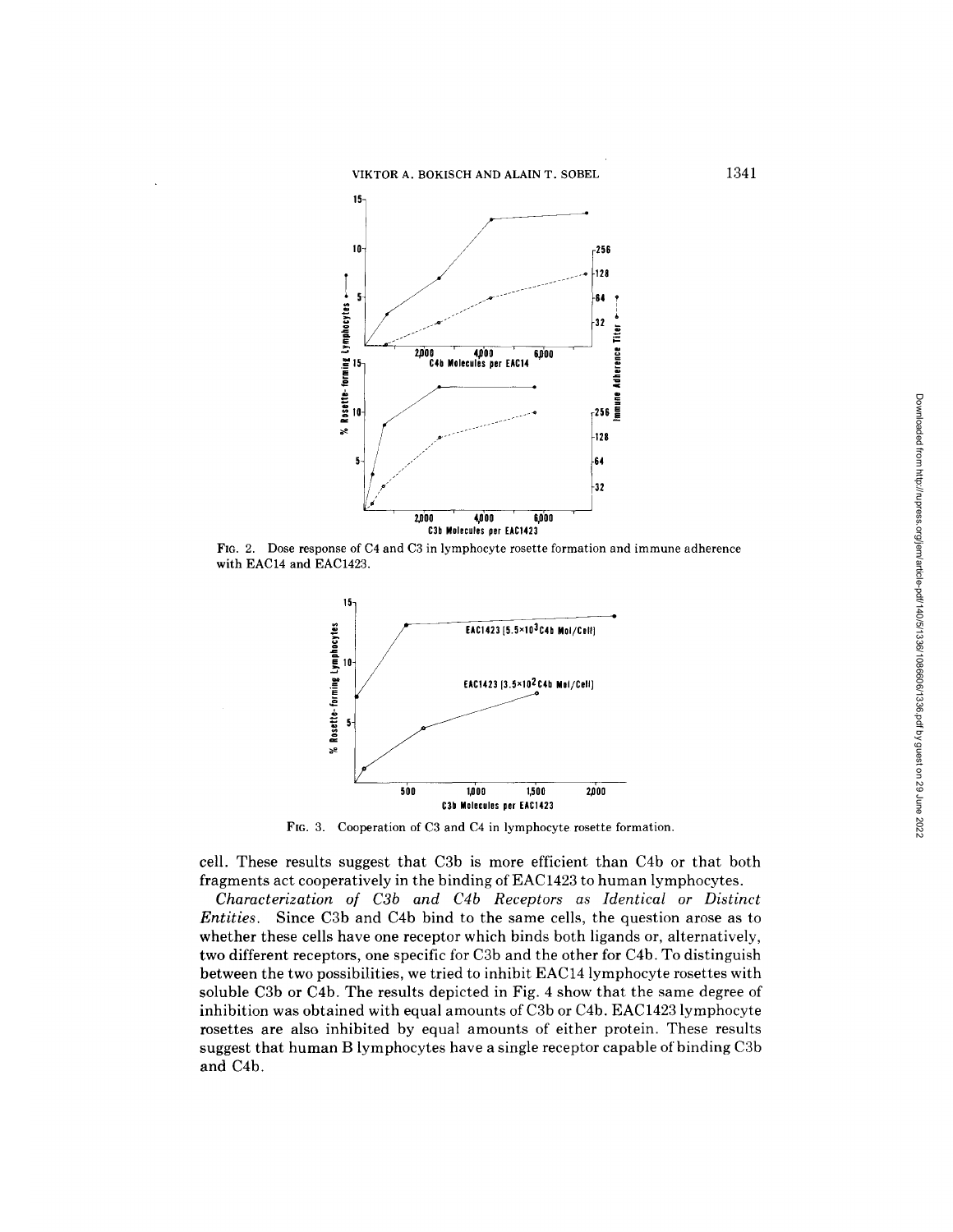FIG. 2. Dose response of C4 and C3 in lymphocyte rosette formation and immune adherence with EAC14 and EAC1423.

FIG. 3. Cooperation of C3 and C4 in lymphocyte rosette formation.

cell. These results suggest that C3b is more efficient than C4b or that both fragments act cooperatively in the binding of EAC1423 to human lymphocytes.

*Characterization of C3b and C4b Receptors as Identical or Distinct Entities.* Since C3b and C4b bind to the same cells, the question arose as to whether these cells have one receptor which binds both ligands or, alternatively, two different receptors, one specific for C3b and the other for C4b. To distinguish between the two possibilities, we tried to inhibit EAC14 lymphocyte rosettes with soluble C3b or C4b. The results depicted in Fig. 4 show that the same degree of inhibition was obtained with equal amounts of C3b or C4b. EAC1423 lymphocyte rosettes are also inhibited by equal amounts of either protein. These results suggest that human B lymphocytes have a single receptor capable of binding C3b and C4b.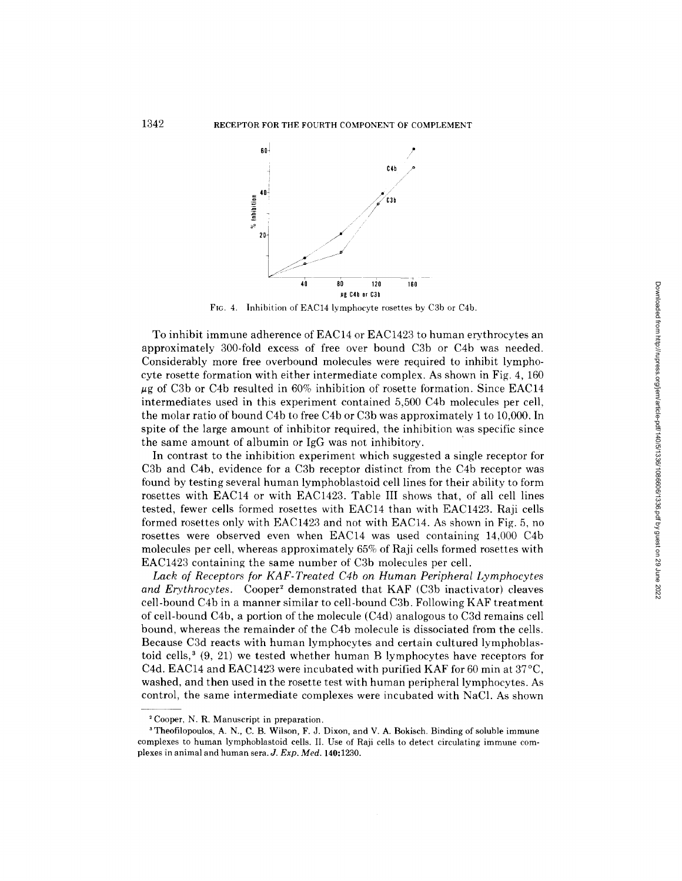FIG. 4. Inhibition of EAC14 lymphocyte rosettes by C3b or C4b.

To inhibit immune adherence of EAC14 or EAC1423 to human erythrocytes an approximately 300-fold excess of free over bound C3b or C4b was needed. Considerably more free overbound molecules were required to inhibit lymphocyte rosette formation with either intermediate complex. As shown in Fig. 4, 160 μg of C3b or C4b resulted in 60% inhibition of rosette formation. Since EAC14 intermediates used in this experiment contained 5,500 C4b molecules per cell, the molar ratio of bound C4b to free C4b or C3b was approximately 1 to 10,000. In spite of the large amount of inhibitor required, the inhibition was specific since the same amount of albumin or IgG was not inhibitory.

In contrast to the inhibition experiment which suggested a single receptor for C3b and C4b, evidence for a C3b receptor distinct from the C4b receptor was found by testing several human lymphoblastoid cell lines for their ability to form rosettes with EAC14 or with EAC1423. Table III shows that, of all cell lines tested, fewer cells formed rosettes with EAC14 than with EAC1423. Raji cells formed rosettes only with EAC1423 and not with EAC14. As shown in Fig. 5, no rosettes were observed even when EAC14 was used containing 14,000 C4b molecules per cell, whereas approximately 65% of Raji cells formed rosettes with EAC1423 containing the same number of C3b molecules per cell.

*Lack of Receptors for KAF-Treated C4b on Human Peripheral Lymphocytes and Erythrocytes.* Cooper[2] demonstrated that KAF (C3b inactivator) cleaves cell-bound C4b in a manner similar to cell-bound C3b. Following KAF treatment of cell-bound C4b, a portion of the molecule (C4d) analogous to C3d remains cell bound, whereas the remainder of the C4b molecule is dissociated from the cells. Because C3d reacts with human lymphocytes and certain cultured lymphoblastoid cells,[3] (9, 21) we tested whether human B lymphocytes have receptors for C4d. EAC14 and EAC1423 were incubated with purified KAF for 60 min at 37°C, washed, and then used in the rosette test with human peripheral lymphocytes. As control, the same intermediate complexes were incubated with NaCl. As shown

[2] Cooper, N. R. Manuscript in preparation.

[3] Theofilopoulos, A. N., C. B. Wilson, F. J. Dixon, and V. A. Bokisch. Binding of soluble immune complexes to human lymphoblastoid cells. II. Use of Raji cells to detect circulating immune complexes in animal and human sera. *J. Exp. Med.* **140:**1230.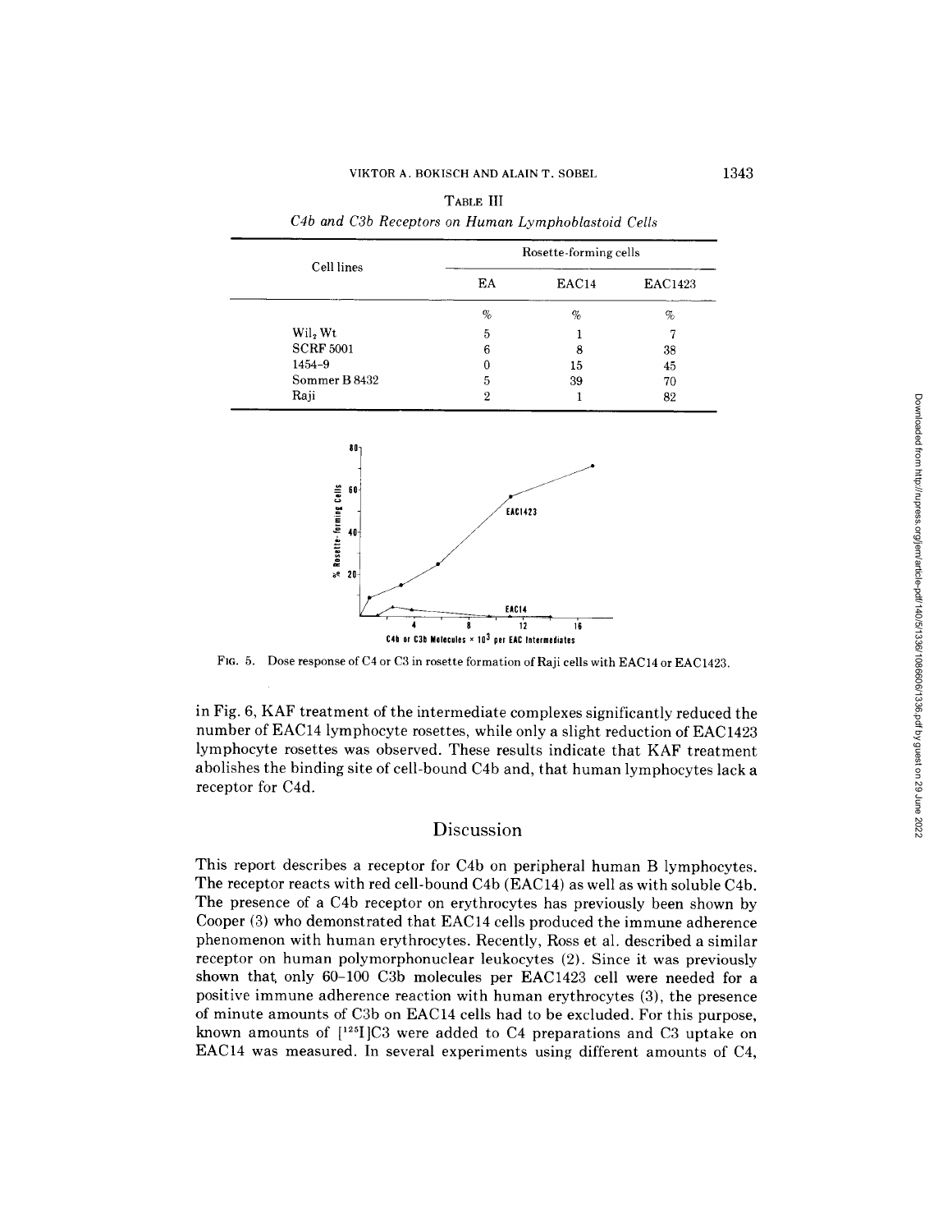TABLE III

*C4b and C3b Receptors on Human Lymphoblastoid Cells*

| Cell lines | Rosette-forming cells | | |
|---|---|---|---|
| | EA | EAC14 | EAC1423 |
| | % | % | % |
| $Wil_2$ Wt | 5 | 1 | 7 |
| SCRF 5001 | 6 | 8 | 38 |
| 1454–9 | 0 | 15 | 45 |
| Sommer B 8432 | 5 | 39 | 70 |
| Raji | 2 | 1 | 82 |

FIG. 5. Dose response of C4 or C3 in rosette formation of Raji cells with EAC14 or EAC1423.

in Fig. 6, KAF treatment of the intermediate complexes significantly reduced the number of EAC14 lymphocyte rosettes, while only a slight reduction of EAC1423 lymphocyte rosettes was observed. These results indicate that KAF treatment abolishes the binding site of cell-bound C4b and, that human lymphocytes lack a receptor for C4d.

## Discussion

This report describes a receptor for C4b on peripheral human B lymphocytes. The receptor reacts with red cell-bound C4b (EAC14) as well as with soluble C4b. The presence of a C4b receptor on erythrocytes has previously been shown by Cooper (3) who demonstrated that EAC14 cells produced the immune adherence phenomenon with human erythrocytes. Recently, Ross et al. described a similar receptor on human polymorphonuclear leukocytes (2). Since it was previously shown that, only 60–100 C3b molecules per EAC1423 cell were needed for a positive immune adherence reaction with human erythrocytes (3), the presence of minute amounts of C3b on EAC14 cells had to be excluded. For this purpose, known amounts of [$^{125}$I]C3 were added to C4 preparations and C3 uptake on EAC14 was measured. In several experiments using different amounts of C4,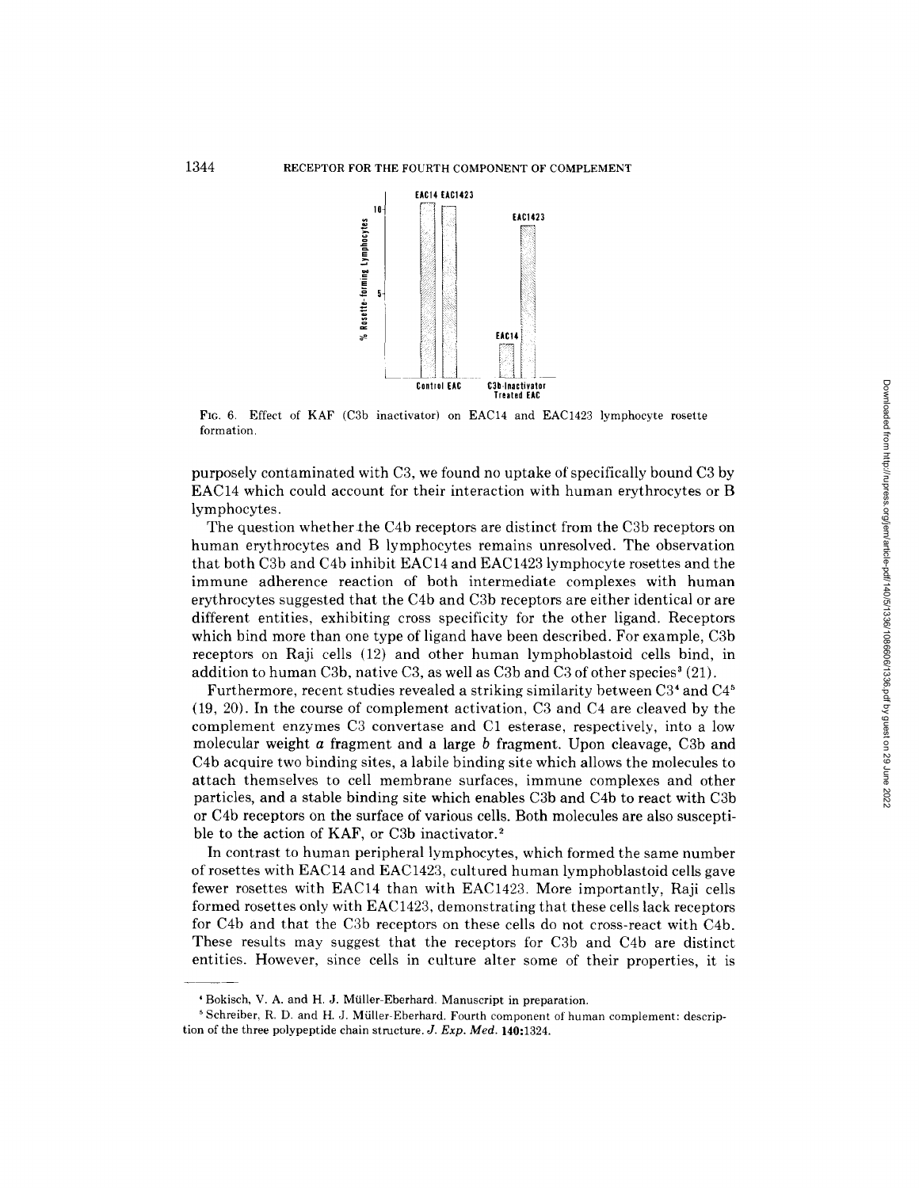FIG. 6. Effect of KAF (C3b inactivator) on EAC14 and EAC1423 lymphocyte rosette formation.

purposely contaminated with C3, we found no uptake of specifically bound C3 by EAC14 which could account for their interaction with human erythrocytes or B lymphocytes.

The question whether the C4b receptors are distinct from the C3b receptors on human erythrocytes and B lymphocytes remains unresolved. The observation that both C3b and C4b inhibit EAC14 and EAC1423 lymphocyte rosettes and the immune adherence reaction of both intermediate complexes with human erythrocytes suggested that the C4b and C3b receptors are either identical or are different entities, exhibiting cross specificity for the other ligand. Receptors which bind more than one type of ligand have been described. For example, C3b receptors on Raji cells (12) and other human lymphoblastoid cells bind, in addition to human C3b, native C3, as well as C3b and C3 of other species[3] (21).

Furthermore, recent studies revealed a striking similarity between C3[4] and C4[5] (19, 20). In the course of complement activation, C3 and C4 are cleaved by the complement enzymes C3 convertase and C1 esterase, respectively, into a low molecular weight *a* fragment and a large *b* fragment. Upon cleavage, C3b and C4b acquire two binding sites, a labile binding site which allows the molecules to attach themselves to cell membrane surfaces, immune complexes and other particles, and a stable binding site which enables C3b and C4b to react with C3b or C4b receptors on the surface of various cells. Both molecules are also susceptible to the action of KAF, or C3b inactivator.[2]

In contrast to human peripheral lymphocytes, which formed the same number of rosettes with EAC14 and EAC1423, cultured human lymphoblastoid cells gave fewer rosettes with EAC14 than with EAC1423. More importantly, Raji cells formed rosettes only with EAC1423, demonstrating that these cells lack receptors for C4b and that the C3b receptors on these cells do not cross-react with C4b. These results may suggest that the receptors for C3b and C4b are distinct entities. However, since cells in culture alter some of their properties, it is

---

[4] Bokisch, V. A. and H. J. Müller-Eberhard. Manuscript in preparation.

[5] Schreiber, R. D. and H. J. Müller-Eberhard. Fourth component of human complement: description of the three polypeptide chain structure. *J. Exp. Med.* **140**:1324.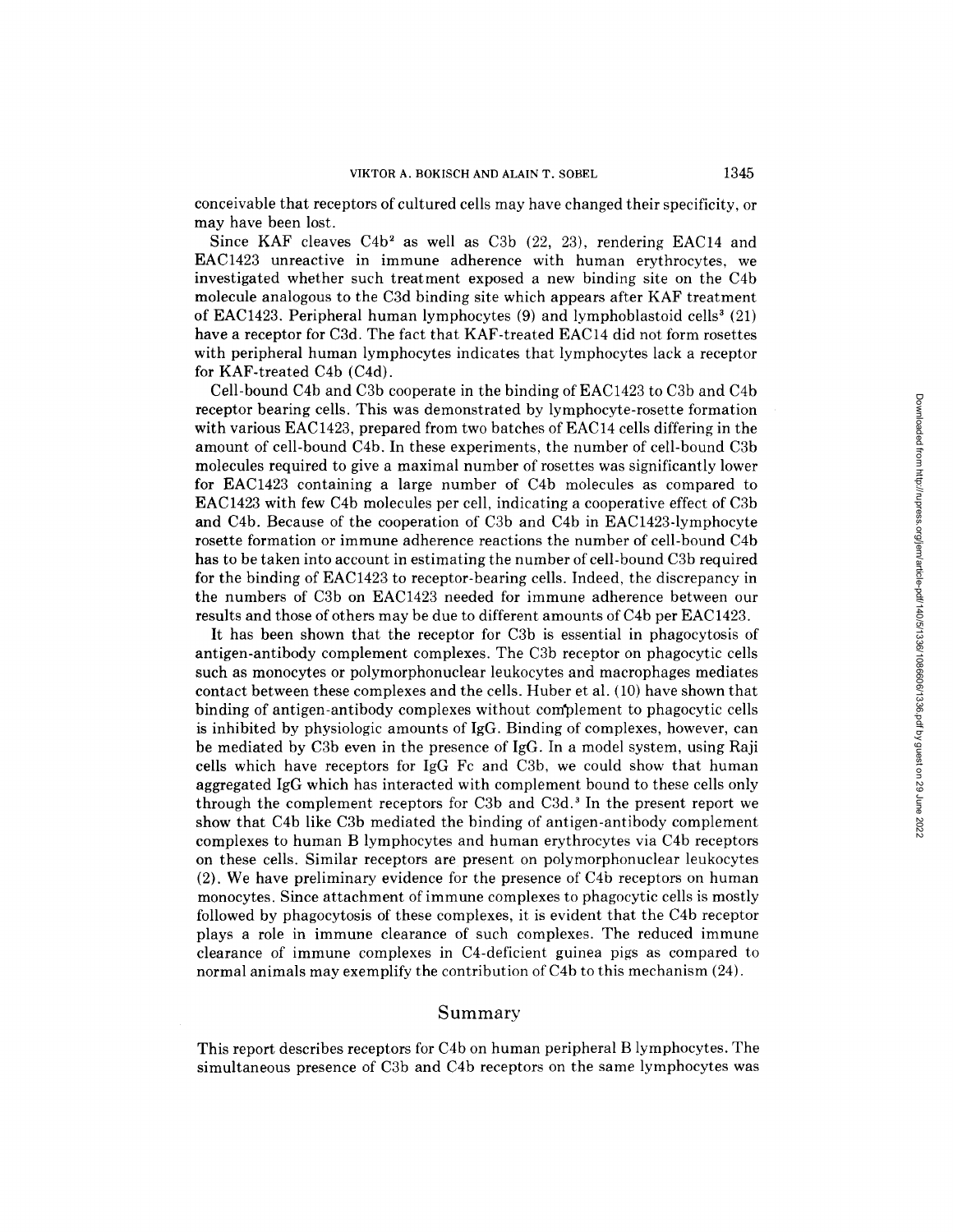conceivable that receptors of cultured cells may have changed their specificity, or may have been lost.

Since KAF cleaves C4b[2] as well as C3b (22, 23), rendering EAC14 and EAC1423 unreactive in immune adherence with human erythrocytes, we investigated whether such treatment exposed a new binding site on the C4b molecule analogous to the C3d binding site which appears after KAF treatment of EAC1423. Peripheral human lymphocytes (9) and lymphoblastoid cells[3] (21) have a receptor for C3d. The fact that KAF-treated EAC14 did not form rosettes with peripheral human lymphocytes indicates that lymphocytes lack a receptor for KAF-treated C4b (C4d).

Cell-bound C4b and C3b cooperate in the binding of EAC1423 to C3b and C4b receptor bearing cells. This was demonstrated by lymphocyte-rosette formation with various EAC1423, prepared from two batches of EAC14 cells differing in the amount of cell-bound C4b. In these experiments, the number of cell-bound C3b molecules required to give a maximal number of rosettes was significantly lower for EAC1423 containing a large number of C4b molecules as compared to EAC1423 with few C4b molecules per cell, indicating a cooperative effect of C3b and C4b. Because of the cooperation of C3b and C4b in EAC1423-lymphocyte rosette formation or immune adherence reactions the number of cell-bound C4b has to be taken into account in estimating the number of cell-bound C3b required for the binding of EAC1423 to receptor-bearing cells. Indeed, the discrepancy in the numbers of C3b on EAC1423 needed for immune adherence between our results and those of others may be due to different amounts of C4b per EAC1423.

It has been shown that the receptor for C3b is essential in phagocytosis of antigen-antibody complement complexes. The C3b receptor on phagocytic cells such as monocytes or polymorphonuclear leukocytes and macrophages mediates contact between these complexes and the cells. Huber et al. (10) have shown that binding of antigen-antibody complexes without complement to phagocytic cells is inhibited by physiologic amounts of IgG. Binding of complexes, however, can be mediated by C3b even in the presence of IgG. In a model system, using Raji cells which have receptors for IgG Fc and C3b, we could show that human aggregated IgG which has interacted with complement bound to these cells only through the complement receptors for C3b and C3d.[3] In the present report we show that C4b like C3b mediated the binding of antigen-antibody complement complexes to human B lymphocytes and human erythrocytes via C4b receptors on these cells. Similar receptors are present on polymorphonuclear leukocytes (2). We have preliminary evidence for the presence of C4b receptors on human monocytes. Since attachment of immune complexes to phagocytic cells is mostly followed by phagocytosis of these complexes, it is evident that the C4b receptor plays a role in immune clearance of such complexes. The reduced immune clearance of immune complexes in C4-deficient guinea pigs as compared to normal animals may exemplify the contribution of C4b to this mechanism (24).

## Summary

This report describes receptors for C4b on human peripheral B lymphocytes. The simultaneous presence of C3b and C4b receptors on the same lymphocytes was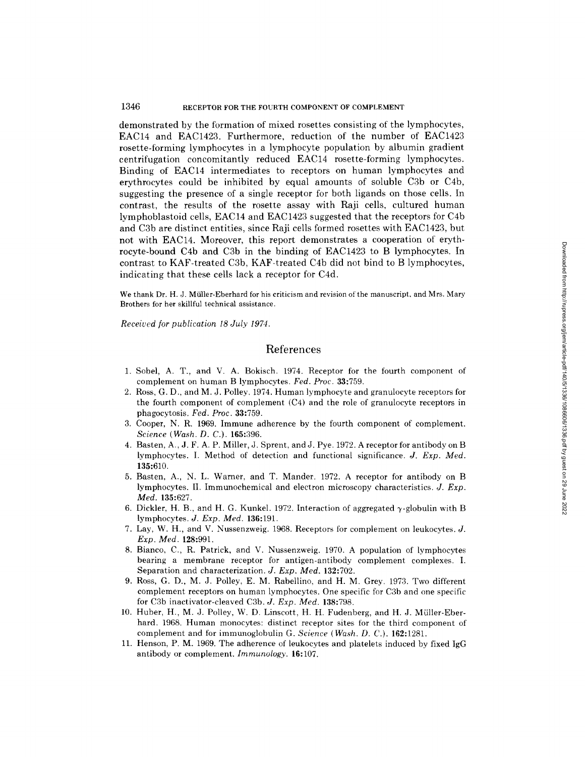demonstrated by the formation of mixed rosettes consisting of the lymphocytes, EAC14 and EAC1423. Furthermore, reduction of the number of EAC1423 rosette-forming lymphocytes in a lymphocyte population by albumin gradient centrifugation concomitantly reduced EAC14 rosette-forming lymphocytes. Binding of EAC14 intermediates to receptors on human lymphocytes and erythrocytes could be inhibited by equal amounts of soluble C3b or C4b, suggesting the presence of a single receptor for both ligands on those cells. In contrast, the results of the rosette assay with Raji cells, cultured human lymphoblastoid cells, EAC14 and EAC1423 suggested that the receptors for C4b and C3b are distinct entities, since Raji cells formed rosettes with EAC1423, but not with EAC14. Moreover, this report demonstrates a cooperation of erythrocyte-bound C4b and C3b in the binding of EAC1423 to B lymphocytes. In contrast to KAF-treated C3b, KAF-treated C4b did not bind to B lymphocytes, indicating that these cells lack a receptor for C4d.

We thank Dr. H. J. Müller-Eberhard for his criticism and revision of the manuscript, and Mrs. Mary Brothers for her skillful technical assistance.

*Received for publication 18 July 1974.*

## References

1. Sobel, A. T., and V. A. Bokisch. 1974. Receptor for the fourth component of complement on human B lymphocytes. *Fed. Proc.* **33**:759.
2. Ross, G. D., and M. J. Polley. 1974. Human lymphocyte and granulocyte receptors for the fourth component of complement (C4) and the role of granulocyte receptors in phagocytosis. *Fed. Proc.* **33**:759.
3. Cooper, N. R. 1969. Immune adherence by the fourth component of complement. *Science (Wash. D. C.).* **165**:396.
4. Basten, A., J. F. A. P. Miller, J. Sprent, and J. Pye. 1972. A receptor for antibody on B lymphocytes. I. Method of detection and functional significance. *J. Exp. Med.* **135**:610.
5. Basten, A., N. L. Warner, and T. Mander. 1972. A receptor for antibody on B lymphocytes. II. Immunochemical and electron microscopy characteristics. *J. Exp. Med.* **135**:627.
6. Dickler, H. B., and H. G. Kunkel. 1972. Interaction of aggregated $\gamma$-globulin with B lymphocytes. *J. Exp. Med.* **136**:191.
7. Lay, W. H., and V. Nussenzweig. 1968. Receptors for complement on leukocytes. *J. Exp. Med.* **128**:991.
8. Bianco, C., R. Patrick, and V. Nussenzweig. 1970. A population of lymphocytes bearing a membrane receptor for antigen-antibody complement complexes. I. Separation and characterization. *J. Exp. Med.* **132**:702.
9. Ross, G. D., M. J. Polley, E. M. Rabellino, and H. M. Grey. 1973. Two different complement receptors on human lymphocytes. One specific for C3b and one specific for C3b inactivator-cleaved C3b. *J. Exp. Med.* **138**:798.
10. Huber, H., M. J. Polley, W. D. Linscott, H. H. Fudenberg, and H. J. Müller-Eberhard. 1968. Human monocytes: distinct receptor sites for the third component of complement and for immunoglobulin G. *Science (Wash. D. C.).* **162**:1281.
11. Henson, P. M. 1969. The adherence of leukocytes and platelets induced by fixed IgG antibody or complement. *Immunology.* **16**:107.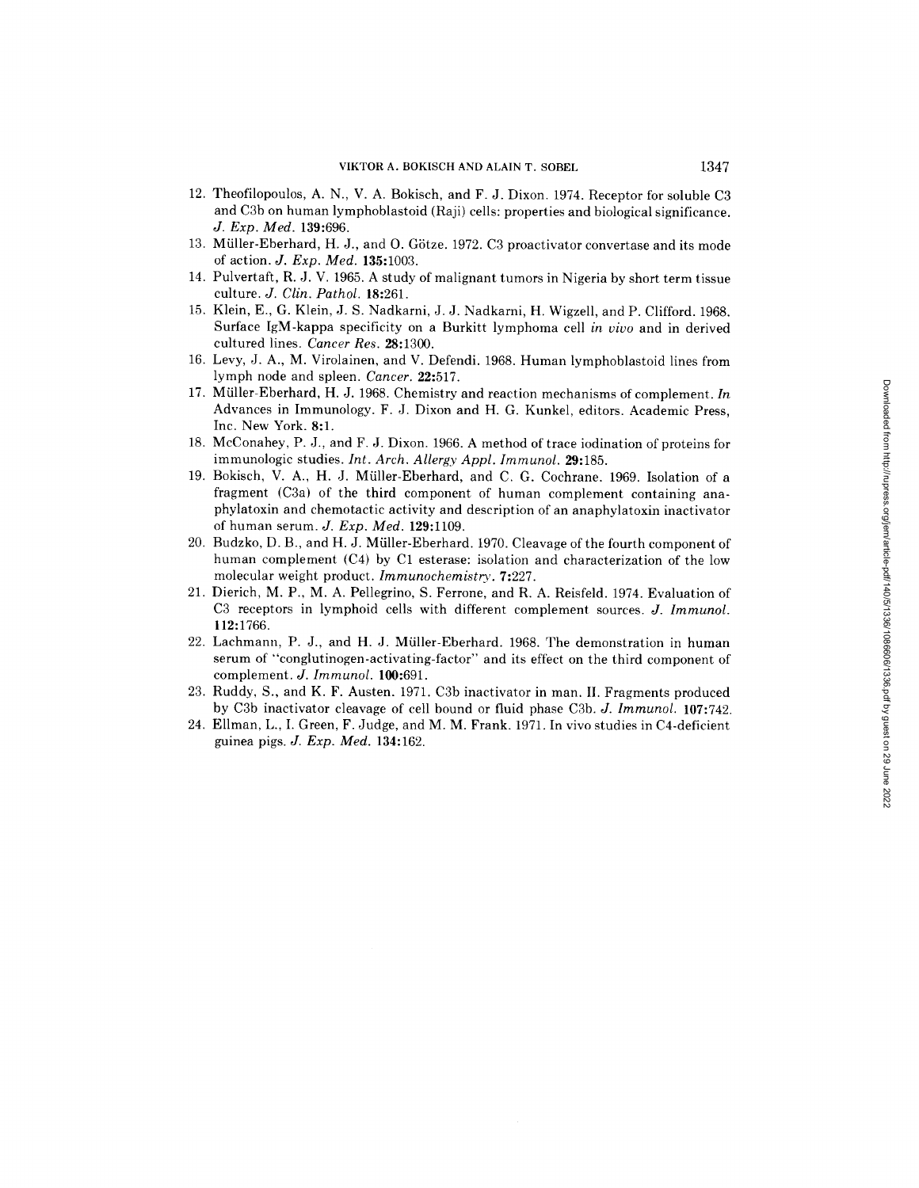12. Theofilopoulos, A. N., V. A. Bokisch, and F. J. Dixon. 1974. Receptor for soluble C3 and C3b on human lymphoblastoid (Raji) cells: properties and biological significance. *J. Exp. Med.* **139**:696.
13. Müller-Eberhard, H. J., and O. Götze. 1972. C3 proactivator convertase and its mode of action. *J. Exp. Med.* **135**:1003.
14. Pulvertaft, R. J. V. 1965. A study of malignant tumors in Nigeria by short term tissue culture. *J. Clin. Pathol.* **18**:261.
15. Klein, E., G. Klein, J. S. Nadkarni, J. J. Nadkarni, H. Wigzell, and P. Clifford. 1968. Surface IgM-kappa specificity on a Burkitt lymphoma cell *in vivo* and in derived cultured lines. *Cancer Res.* **28**:1300.
16. Levy, J. A., M. Virolainen, and V. Defendi. 1968. Human lymphoblastoid lines from lymph node and spleen. *Cancer.* **22**:517.
17. Müller-Eberhard, H. J. 1968. Chemistry and reaction mechanisms of complement. *In* Advances in Immunology. F. J. Dixon and H. G. Kunkel, editors. Academic Press, Inc. New York. **8**:1.
18. McConahey, P. J., and F. J. Dixon. 1966. A method of trace iodination of proteins for immunologic studies. *Int. Arch. Allergy Appl. Immunol.* **29**:185.
19. Bokisch, V. A., H. J. Müller-Eberhard, and C. G. Cochrane. 1969. Isolation of a fragment (C3a) of the third component of human complement containing anaphylatoxin and chemotactic activity and description of an anaphylatoxin inactivator of human serum. *J. Exp. Med.* **129**:1109.
20. Budzko, D. B., and H. J. Müller-Eberhard. 1970. Cleavage of the fourth component of human complement (C4) by C1 esterase: isolation and characterization of the low molecular weight product. *Immunochemistry.* **7**:227.
21. Dierich, M. P., M. A. Pellegrino, S. Ferrone, and R. A. Reisfeld. 1974. Evaluation of C3 receptors in lymphoid cells with different complement sources. *J. Immunol.* **112**:1766.
22. Lachmann, P. J., and H. J. Müller-Eberhard. 1968. The demonstration in human serum of "conglutinogen-activating-factor" and its effect on the third component of complement. *J. Immunol.* **100**:691.
23. Ruddy, S., and K. F. Austen. 1971. C3b inactivator in man. II. Fragments produced by C3b inactivator cleavage of cell bound or fluid phase C3b. *J. Immunol.* **107**:742.
24. Ellman, L., I. Green, F. Judge, and M. M. Frank. 1971. In vivo studies in C4-deficient guinea pigs. *J. Exp. Med.* **134**:162.